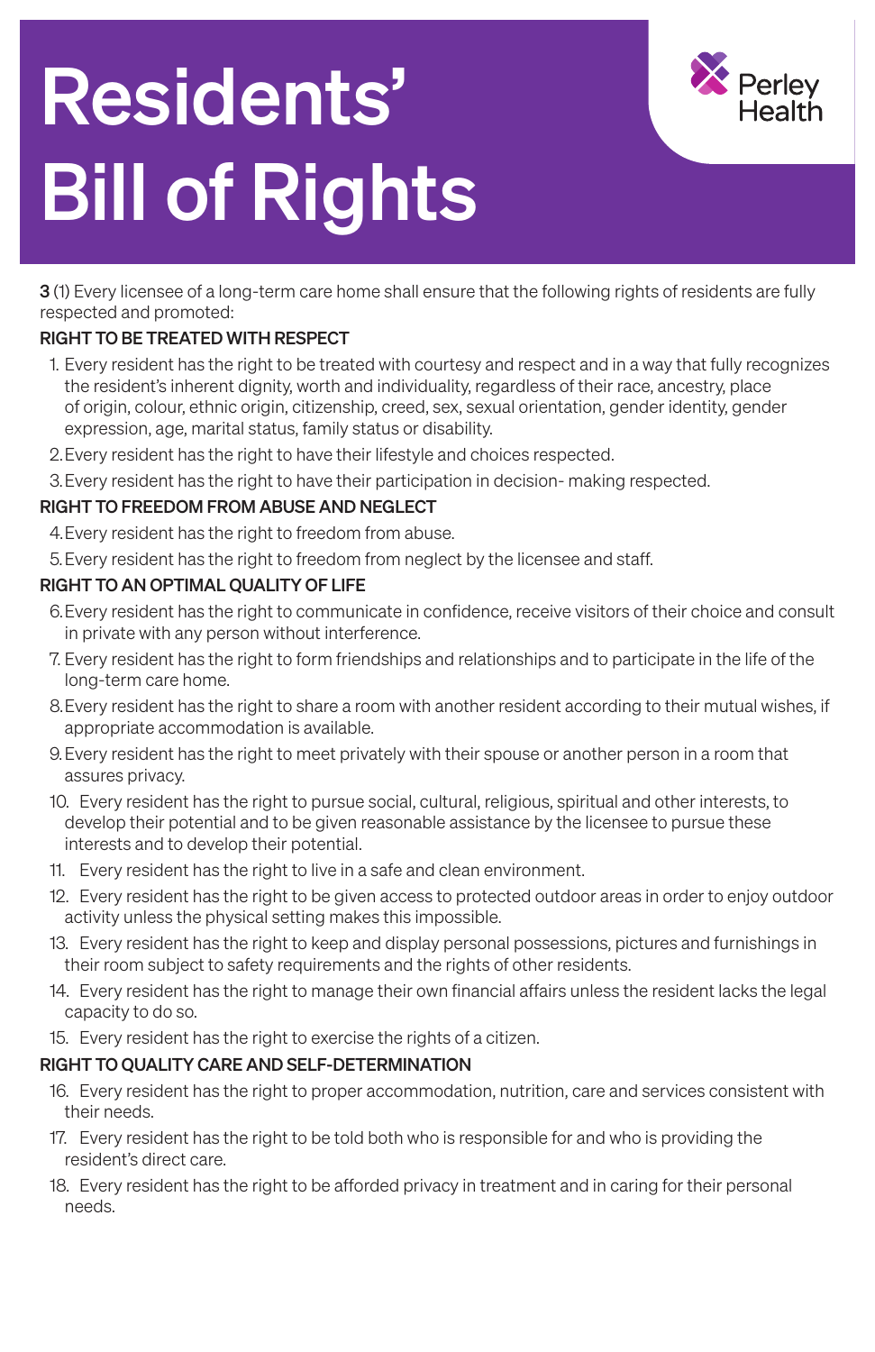# Residents' Bill of Rights

Perley Health

**3** (1) Every licensee of a long-term care home shall ensure that the following rights of residents are fully respected and promoted:

## RIGHT TO BE TREATED WITH RESPECT

1. Every resident has the right to be treated with courtesy and respect and in a way that fully recognizes the resident's inherent dignity, worth and individuality, regardless of their race, ancestry, place of origin, colour, ethnic origin, citizenship, creed, sex, sexual orientation, gender identity, gender expression, age, marital status, family status or disability.
2. Every resident has the right to have their lifestyle and choices respected.
3. Every resident has the right to have their participation in decision- making respected.

## RIGHT TO FREEDOM FROM ABUSE AND NEGLECT

4. Every resident has the right to freedom from abuse.
5. Every resident has the right to freedom from neglect by the licensee and staff.

## RIGHT TO AN OPTIMAL QUALITY OF LIFE

6. Every resident has the right to communicate in confidence, receive visitors of their choice and consult in private with any person without interference.
7. Every resident has the right to form friendships and relationships and to participate in the life of the long-term care home.
8. Every resident has the right to share a room with another resident according to their mutual wishes, if appropriate accommodation is available.
9. Every resident has the right to meet privately with their spouse or another person in a room that assures privacy.
10. Every resident has the right to pursue social, cultural, religious, spiritual and other interests, to develop their potential and to be given reasonable assistance by the licensee to pursue these interests and to develop their potential.
11. Every resident has the right to live in a safe and clean environment.
12. Every resident has the right to be given access to protected outdoor areas in order to enjoy outdoor activity unless the physical setting makes this impossible.
13. Every resident has the right to keep and display personal possessions, pictures and furnishings in their room subject to safety requirements and the rights of other residents.
14. Every resident has the right to manage their own financial affairs unless the resident lacks the legal capacity to do so.
15. Every resident has the right to exercise the rights of a citizen.

## RIGHT TO QUALITY CARE AND SELF-DETERMINATION

16. Every resident has the right to proper accommodation, nutrition, care and services consistent with their needs.
17. Every resident has the right to be told both who is responsible for and who is providing the resident's direct care.
18. Every resident has the right to be afforded privacy in treatment and in caring for their personal needs.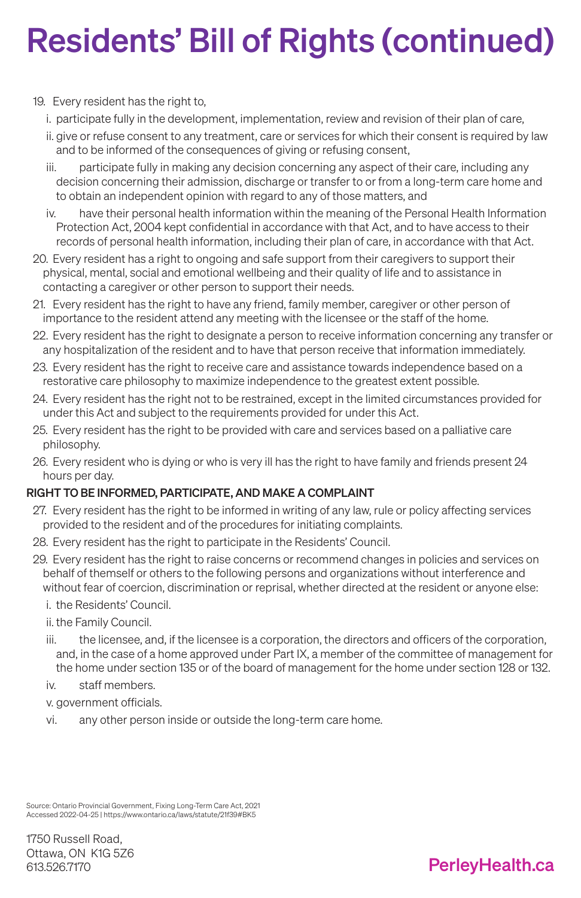# Residents' Bill of Rights (continued)

19. Every resident has the right to,
    i. participate fully in the development, implementation, review and revision of their plan of care,
    ii. give or refuse consent to any treatment, care or services for which their consent is required by law and to be informed of the consequences of giving or refusing consent,
    iii. participate fully in making any decision concerning any aspect of their care, including any decision concerning their admission, discharge or transfer to or from a long-term care home and to obtain an independent opinion with regard to any of those matters, and
    iv. have their personal health information within the meaning of the Personal Health Information Protection Act, 2004 kept confidential in accordance with that Act, and to have access to their records of personal health information, including their plan of care, in accordance with that Act.
20. Every resident has a right to ongoing and safe support from their caregivers to support their physical, mental, social and emotional wellbeing and their quality of life and to assistance in contacting a caregiver or other person to support their needs.
21. Every resident has the right to have any friend, family member, caregiver or other person of importance to the resident attend any meeting with the licensee or the staff of the home.
22. Every resident has the right to designate a person to receive information concerning any transfer or any hospitalization of the resident and to have that person receive that information immediately.
23. Every resident has the right to receive care and assistance towards independence based on a restorative care philosophy to maximize independence to the greatest extent possible.
24. Every resident has the right not to be restrained, except in the limited circumstances provided for under this Act and subject to the requirements provided for under this Act.
25. Every resident has the right to be provided with care and services based on a palliative care philosophy.
26. Every resident who is dying or who is very ill has the right to have family and friends present 24 hours per day.

**RIGHT TO BE INFORMED, PARTICIPATE, AND MAKE A COMPLAINT**

27. Every resident has the right to be informed in writing of any law, rule or policy affecting services provided to the resident and of the procedures for initiating complaints.
28. Every resident has the right to participate in the Residents' Council.
29. Every resident has the right to raise concerns or recommend changes in policies and services on behalf of themself or others to the following persons and organizations without interference and without fear of coercion, discrimination or reprisal, whether directed at the resident or anyone else:
    i. the Residents' Council.
    ii. the Family Council.
    iii. the licensee, and, if the licensee is a corporation, the directors and officers of the corporation, and, in the case of a home approved under Part IX, a member of the committee of management for the home under section 135 or of the board of management for the home under section 128 or 132.
    iv. staff members.
    v. government officials.
    vi. any other person inside or outside the long-term care home.

Source: Ontario Provincial Government, Fixing Long-Term Care Act, 2021
Accessed 2022-04-25 | https://www.ontario.ca/laws/statute/21f39#BK5

1750 Russell Road,
Ottawa, ON K1G 5Z6
613.526.7170

PerleyHealth.ca